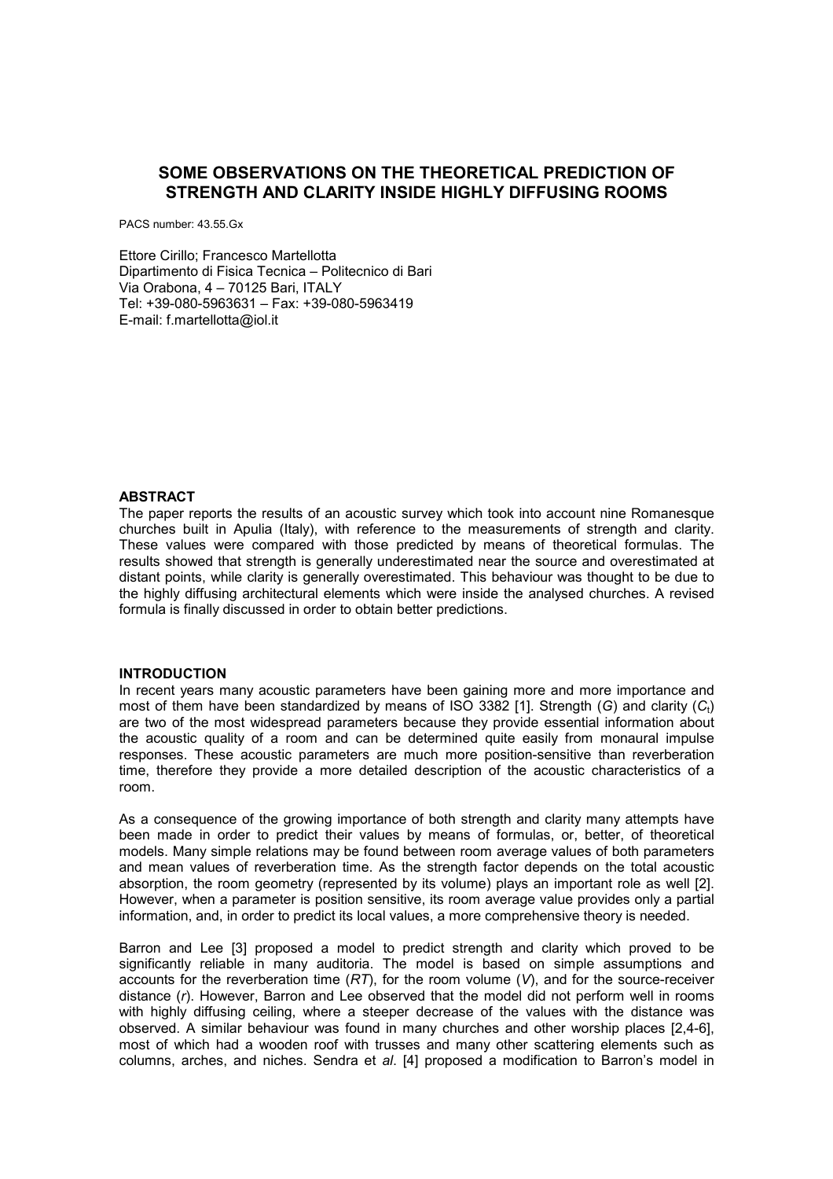# SOME OBSERVATIONS ON THE THEORETICAL PREDICTION OF STRENGTH AND CLARITY INSIDE HIGHLY DIFFUSING ROOMS

PACS number: 43.55.Gx

Ettore Cirillo; Francesco Martellotta
Dipartimento di Fisica Tecnica – Politecnico di Bari
Via Orabona, 4 – 70125 Bari, ITALY
Tel: +39-080-5963631 – Fax: +39-080-5963419
E-mail: f.martellotta@iol.it

## ABSTRACT

The paper reports the results of an acoustic survey which took into account nine Romanesque churches built in Apulia (Italy), with reference to the measurements of strength and clarity. These values were compared with those predicted by means of theoretical formulas. The results showed that strength is generally underestimated near the source and overestimated at distant points, while clarity is generally overestimated. This behaviour was thought to be due to the highly diffusing architectural elements which were inside the analysed churches. A revised formula is finally discussed in order to obtain better predictions.

## INTRODUCTION

In recent years many acoustic parameters have been gaining more and more importance and most of them have been standardized by means of ISO 3382 [1]. Strength ($G$) and clarity ($C_t$) are two of the most widespread parameters because they provide essential information about the acoustic quality of a room and can be determined quite easily from monaural impulse responses. These acoustic parameters are much more position-sensitive than reverberation time, therefore they provide a more detailed description of the acoustic characteristics of a room.

As a consequence of the growing importance of both strength and clarity many attempts have been made in order to predict their values by means of formulas, or, better, of theoretical models. Many simple relations may be found between room average values of both parameters and mean values of reverberation time. As the strength factor depends on the total acoustic absorption, the room geometry (represented by its volume) plays an important role as well [2]. However, when a parameter is position sensitive, its room average value provides only a partial information, and, in order to predict its local values, a more comprehensive theory is needed.

Barron and Lee [3] proposed a model to predict strength and clarity which proved to be significantly reliable in many auditoria. The model is based on simple assumptions and accounts for the reverberation time ($RT$), for the room volume ($V$), and for the source-receiver distance ($r$). However, Barron and Lee observed that the model did not perform well in rooms with highly diffusing ceiling, where a steeper decrease of the values with the distance was observed. A similar behaviour was found in many churches and other worship places [2,4-6], most of which had a wooden roof with trusses and many other scattering elements such as columns, arches, and niches. Sendra et *al*. [4] proposed a modification to Barron's model in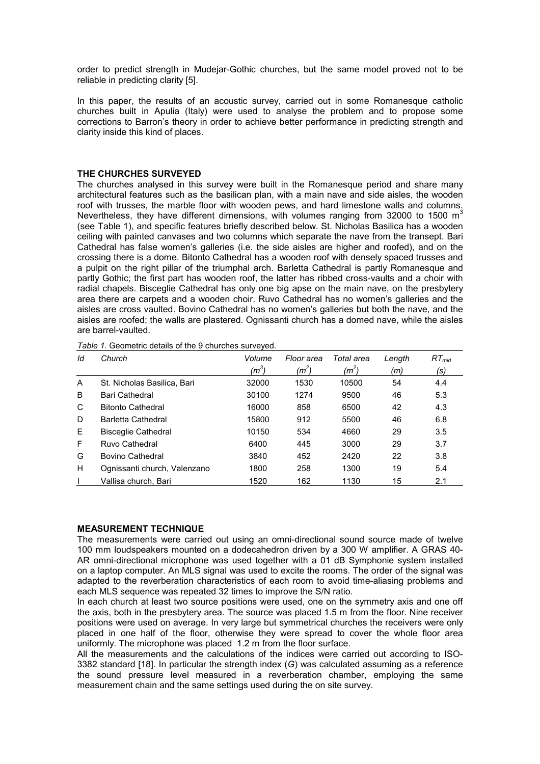order to predict strength in Mudejar-Gothic churches, but the same model proved not to be reliable in predicting clarity [5].

In this paper, the results of an acoustic survey, carried out in some Romanesque catholic churches built in Apulia (Italy) were used to analyse the problem and to propose some corrections to Barron's theory in order to achieve better performance in predicting strength and clarity inside this kind of places.

## THE CHURCHES SURVEYED

The churches analysed in this survey were built in the Romanesque period and share many architectural features such as the basilican plan, with a main nave and side aisles, the wooden roof with trusses, the marble floor with wooden pews, and hard limestone walls and columns. Nevertheless, they have different dimensions, with volumes ranging from 32000 to 1500 $m^3$ (see Table 1), and specific features briefly described below. St. Nicholas Basilica has a wooden ceiling with painted canvases and two columns which separate the nave from the transept. Bari Cathedral has false women's galleries (i.e. the side aisles are higher and roofed), and on the crossing there is a dome. Bitonto Cathedral has a wooden roof with densely spaced trusses and a pulpit on the right pillar of the triumphal arch. Barletta Cathedral is partly Romanesque and partly Gothic; the first part has wooden roof, the latter has ribbed cross-vaults and a choir with radial chapels. Bisceglie Cathedral has only one big apse on the main nave, on the presbytery area there are carpets and a wooden choir. Ruvo Cathedral has no women's galleries and the aisles are cross vaulted. Bovino Cathedral has no women's galleries but both the nave, and the aisles are roofed; the walls are plastered. Ognissanti church has a domed nave, while the aisles are barrel-vaulted.

*Table 1.* Geometric details of the 9 churches surveyed.

| *Id* | *Church* | *Volume* ($m^3$) | *Floor area* ($m^2$) | *Total area* ($m^2$) | *Length* (m) | $RT_{mid}$ (s) |
|---|---|---|---|---|---|---|
| A | St. Nicholas Basilica, Bari | 32000 | 1530 | 10500 | 54 | 4.4 |
| B | Bari Cathedral | 30100 | 1274 | 9500 | 46 | 5.3 |
| C | Bitonto Cathedral | 16000 | 858 | 6500 | 42 | 4.3 |
| D | Barletta Cathedral | 15800 | 912 | 5500 | 46 | 6.8 |
| E | Bisceglie Cathedral | 10150 | 534 | 4660 | 29 | 3.5 |
| F | Ruvo Cathedral | 6400 | 445 | 3000 | 29 | 3.7 |
| G | Bovino Cathedral | 3840 | 452 | 2420 | 22 | 3.8 |
| H | Ognissanti church, Valenzano | 1800 | 258 | 1300 | 19 | 5.4 |
| I | Vallisa church, Bari | 1520 | 162 | 1130 | 15 | 2.1 |

## MEASUREMENT TECHNIQUE

The measurements were carried out using an omni-directional sound source made of twelve 100 mm loudspeakers mounted on a dodecahedron driven by a 300 W amplifier. A GRAS 40-AR omni-directional microphone was used together with a 01 dB Symphonie system installed on a laptop computer. An MLS signal was used to excite the rooms. The order of the signal was adapted to the reverberation characteristics of each room to avoid time-aliasing problems and each MLS sequence was repeated 32 times to improve the S/N ratio.

In each church at least two source positions were used, one on the symmetry axis and one off the axis, both in the presbytery area. The source was placed 1.5 m from the floor. Nine receiver positions were used on average. In very large but symmetrical churches the receivers were only placed in one half of the floor, otherwise they were spread to cover the whole floor area uniformly. The microphone was placed 1.2 m from the floor surface.

All the measurements and the calculations of the indices were carried out according to ISO-3382 standard [18]. In particular the strength index ($G$) was calculated assuming as a reference the sound pressure level measured in a reverberation chamber, employing the same measurement chain and the same settings used during the on site survey.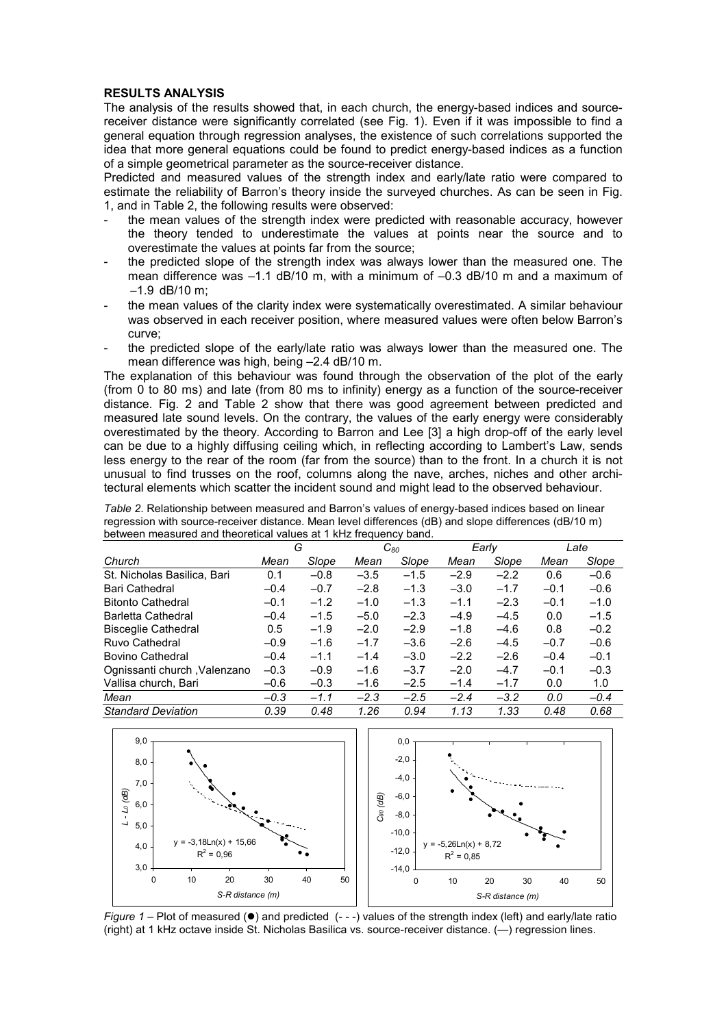## RESULTS ANALYSIS

The analysis of the results showed that, in each church, the energy-based indices and source-receiver distance were significantly correlated (see Fig. 1). Even if it was impossible to find a general equation through regression analyses, the existence of such correlations supported the idea that more general equations could be found to predict energy-based indices as a function of a simple geometrical parameter as the source-receiver distance.

Predicted and measured values of the strength index and early/late ratio were compared to estimate the reliability of Barron's theory inside the surveyed churches. As can be seen in Fig. 1, and in Table 2, the following results were observed:

- the mean values of the strength index were predicted with reasonable accuracy, however the theory tended to underestimate the values at points near the source and to overestimate the values at points far from the source;
- the predicted slope of the strength index was always lower than the measured one. The mean difference was –1.1 dB/10 m, with a minimum of –0.3 dB/10 m and a maximum of −1.9 dB/10 m;
- the mean values of the clarity index were systematically overestimated. A similar behaviour was observed in each receiver position, where measured values were often below Barron's curve;
- the predicted slope of the early/late ratio was always lower than the measured one. The mean difference was high, being –2.4 dB/10 m.

The explanation of this behaviour was found through the observation of the plot of the early (from 0 to 80 ms) and late (from 80 ms to infinity) energy as a function of the source-receiver distance. Fig. 2 and Table 2 show that there was good agreement between predicted and measured late sound levels. On the contrary, the values of the early energy were considerably overestimated by the theory. According to Barron and Lee [3] a high drop-off of the early level can be due to a highly diffusing ceiling which, in reflecting according to Lambert's Law, sends less energy to the rear of the room (far from the source) than to the front. In a church it is not unusual to find trusses on the roof, columns along the nave, arches, niches and other architectural elements which scatter the incident sound and might lead to the observed behaviour.

*Table 2*. Relationship between measured and Barron's values of energy-based indices based on linear regression with source-receiver distance. Mean level differences (dB) and slope differences (dB/10 m) between measured and theoretical values at 1 kHz frequency band.

| | *G* | | $C_{80}$ | | *Early* | | *Late* | |
|---|---|---|---|---|---|---|---|---|
| *Church* | *Mean* | *Slope* | *Mean* | *Slope* | *Mean* | *Slope* | *Mean* | *Slope* |
| St. Nicholas Basilica, Bari | 0.1 | –0.8 | –3.5 | –1.5 | –2.9 | –2.2 | 0.6 | –0.6 |
| Bari Cathedral | –0.4 | –0.7 | –2.8 | –1.3 | –3.0 | –1.7 | –0.1 | –0.6 |
| Bitonto Cathedral | –0.1 | –1.2 | –1.0 | –1.3 | –1.1 | –2.3 | –0.1 | –1.0 |
| Barletta Cathedral | –0.4 | –1.5 | –5.0 | –2.3 | –4.9 | –4.5 | 0.0 | –1.5 |
| Bisceglie Cathedral | 0.5 | –1.9 | –2.0 | –2.9 | –1.8 | –4.6 | 0.8 | –0.2 |
| Ruvo Cathedral | –0.9 | –1.6 | –1.7 | –3.6 | –2.6 | –4.5 | –0.7 | –0.6 |
| Bovino Cathedral | –0.4 | –1.1 | –1.4 | –3.0 | –2.2 | –2.6 | –0.4 | –0.1 |
| Ognissanti church ,Valenzano | –0.3 | –0.9 | –1.6 | –3.7 | –2.0 | –4.7 | –0.1 | –0.3 |
| Vallisa church, Bari | –0.6 | –0.3 | –1.6 | –2.5 | –1.4 | –1.7 | 0.0 | 1.0 |
| *Mean* | *–0.3* | *–1.1* | *–2.3* | *–2.5* | *–2.4* | *–3.2* | *0.0* | *–0.4* |
| *Standard Deviation* | *0.39* | *0.48* | *1.26* | *0.94* | *1.13* | *1.33* | *0.48* | *0.68* |

*L - L₀ (dB)*
y = -3,18Ln(x) + 15,66
$R^2$ = 0,96
*S-R distance (m)*

*C₈₀ (dB)*
y = -5,26Ln(x) + 8,72
$R^2$ = 0,85
*S-R distance (m)*

*Figure 1* – Plot of measured (●) and predicted (- - -) values of the strength index (left) and early/late ratio (right) at 1 kHz octave inside St. Nicholas Basilica vs. source-receiver distance. (—) regression lines.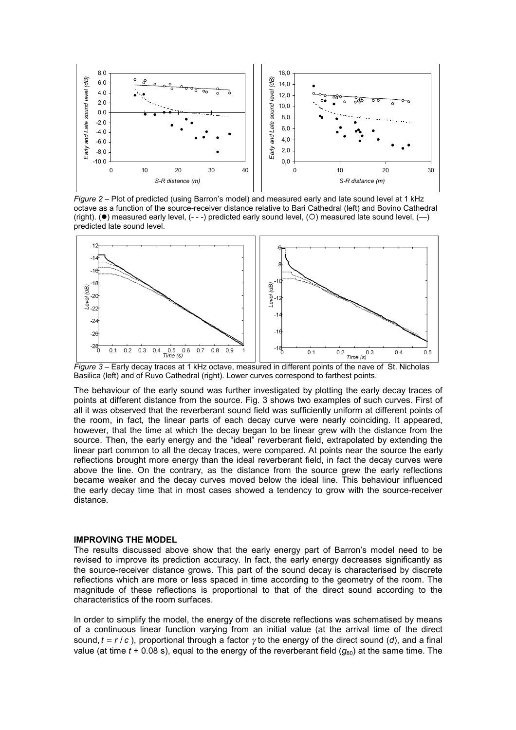*Figure 2* – Plot of predicted (using Barron's model) and measured early and late sound level at 1 kHz octave as a function of the source-receiver distance relative to Bari Cathedral (left) and Bovino Cathedral (right). (●) measured early level, (- - -) predicted early sound level, (○) measured late sound level, (—) predicted late sound level.

*Figure 3* – Early decay traces at 1 kHz octave, measured in different points of the nave of St. Nicholas Basilica (left) and of Ruvo Cathedral (right). Lower curves correspond to farthest points.

The behaviour of the early sound was further investigated by plotting the early decay traces of points at different distance from the source. Fig. 3 shows two examples of such curves. First of all it was observed that the reverberant sound field was sufficiently uniform at different points of the room, in fact, the linear parts of each decay curve were nearly coinciding. It appeared, however, that the time at which the decay began to be linear grew with the distance from the source. Then, the early energy and the "ideal" reverberant field, extrapolated by extending the linear part common to all the decay traces, were compared. At points near the source the early reflections brought more energy than the ideal reverberant field, in fact the decay curves were above the line. On the contrary, as the distance from the source grew the early reflections became weaker and the decay curves moved below the ideal line. This behaviour influenced the early decay time that in most cases showed a tendency to grow with the source-receiver distance.

## IMPROVING THE MODEL

The results discussed above show that the early energy part of Barron's model need to be revised to improve its prediction accuracy. In fact, the early energy decreases significantly as the source-receiver distance grows. This part of the sound decay is characterised by discrete reflections which are more or less spaced in time according to the geometry of the room. The magnitude of these reflections is proportional to that of the direct sound according to the characteristics of the room surfaces.

In order to simplify the model, the energy of the discrete reflections was schematised by means of a continuous linear function varying from an initial value (at the arrival time of the direct sound, $t = r / c$ ), proportional through a factor $\gamma$ to the energy of the direct sound ($d$), and a final value (at time $t$ + 0.08 s), equal to the energy of the reverberant field ($g_{80}$) at the same time. The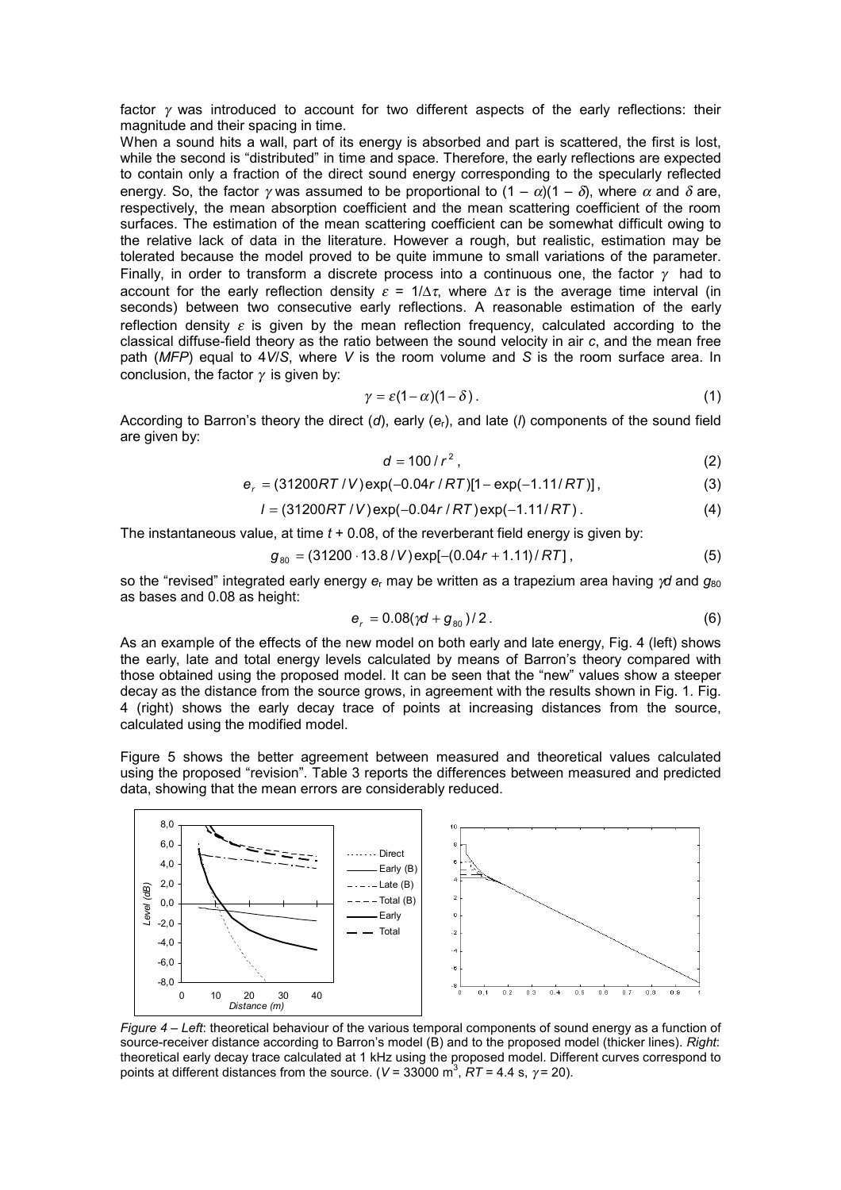factor $\gamma$ was introduced to account for two different aspects of the early reflections: their magnitude and their spacing in time.

When a sound hits a wall, part of its energy is absorbed and part is scattered, the first is lost, while the second is "distributed" in time and space. Therefore, the early reflections are expected to contain only a fraction of the direct sound energy corresponding to the specularly reflected energy. So, the factor $\gamma$ was assumed to be proportional to $(1-\alpha)(1-\delta)$, where $\alpha$ and $\delta$ are, respectively, the mean absorption coefficient and the mean scattering coefficient of the room surfaces. The estimation of the mean scattering coefficient can be somewhat difficult owing to the relative lack of data in the literature. However a rough, but realistic, estimation may be tolerated because the model proved to be quite immune to small variations of the parameter. Finally, in order to transform a discrete process into a continuous one, the factor $\gamma$ had to account for the early reflection density $\varepsilon = 1/\Delta\tau$, where $\Delta\tau$ is the average time interval (in seconds) between two consecutive early reflections. A reasonable estimation of the early reflection density $\varepsilon$ is given by the mean reflection frequency, calculated according to the classical diffuse-field theory as the ratio between the sound velocity in air $c$, and the mean free path (*MFP*) equal to $4V/S$, where $V$ is the room volume and $S$ is the room surface area. In conclusion, the factor $\gamma$ is given by:

$$\gamma = \varepsilon(1-\alpha)(1-\delta)\,. \tag{1}$$

According to Barron's theory the direct ($d$), early ($e_r$), and late ($l$) components of the sound field are given by:

$$d = 100/r^2\,, \tag{2}$$

$$e_r = (31200RT/V)\exp(-0.04r/RT)[1-\exp(-1.11/RT)]\,, \tag{3}$$

$$l = (31200RT/V)\exp(-0.04r/RT)\exp(-1.11/RT)\,. \tag{4}$$

The instantaneous value, at time $t + 0.08$, of the reverberant field energy is given by:

$$g_{80} = (31200\cdot 13.8/V)\exp[-(0.04r+1.11)/RT]\,, \tag{5}$$

so the "revised" integrated early energy $e_r$ may be written as a trapezium area having $\gamma d$ and $g_{80}$ as bases and 0.08 as height:

$$e_r = 0.08(\gamma d + g_{80})/2\,. \tag{6}$$

As an example of the effects of the new model on both early and late energy, Fig. 4 (left) shows the early, late and total energy levels calculated by means of Barron's theory compared with those obtained using the proposed model. It can be seen that the "new" values show a steeper decay as the distance from the source grows, in agreement with the results shown in Fig. 1. Fig. 4 (right) shows the early decay trace of points at increasing distances from the source, calculated using the modified model.

Figure 5 shows the better agreement between measured and theoretical values calculated using the proposed "revision". Table 3 reports the differences between measured and predicted data, showing that the mean errors are considerably reduced.

8,0
6,0
4,0
2,0
0,0
-2,0
-4,0
-6,0
-8,0
Level (dB)
0 10 20 30 40
Distance (m)
Direct
Early (B)
Late (B)
Total (B)
Early
Total

10
8
6
4
2
0
-2
-4
-6
-8
0 0.1 0.2 0.3 0.4 0.5 0.6 0.7 0.8 0.9 1

*Figure 4 – Left*: theoretical behaviour of the various temporal components of sound energy as a function of source-receiver distance according to Barron's model (B) and to the proposed model (thicker lines). *Right*: theoretical early decay trace calculated at 1 kHz using the proposed model. Different curves correspond to points at different distances from the source. ($V$ = 33000 m$^3$, $RT$ = 4.4 s, $\gamma$ = 20).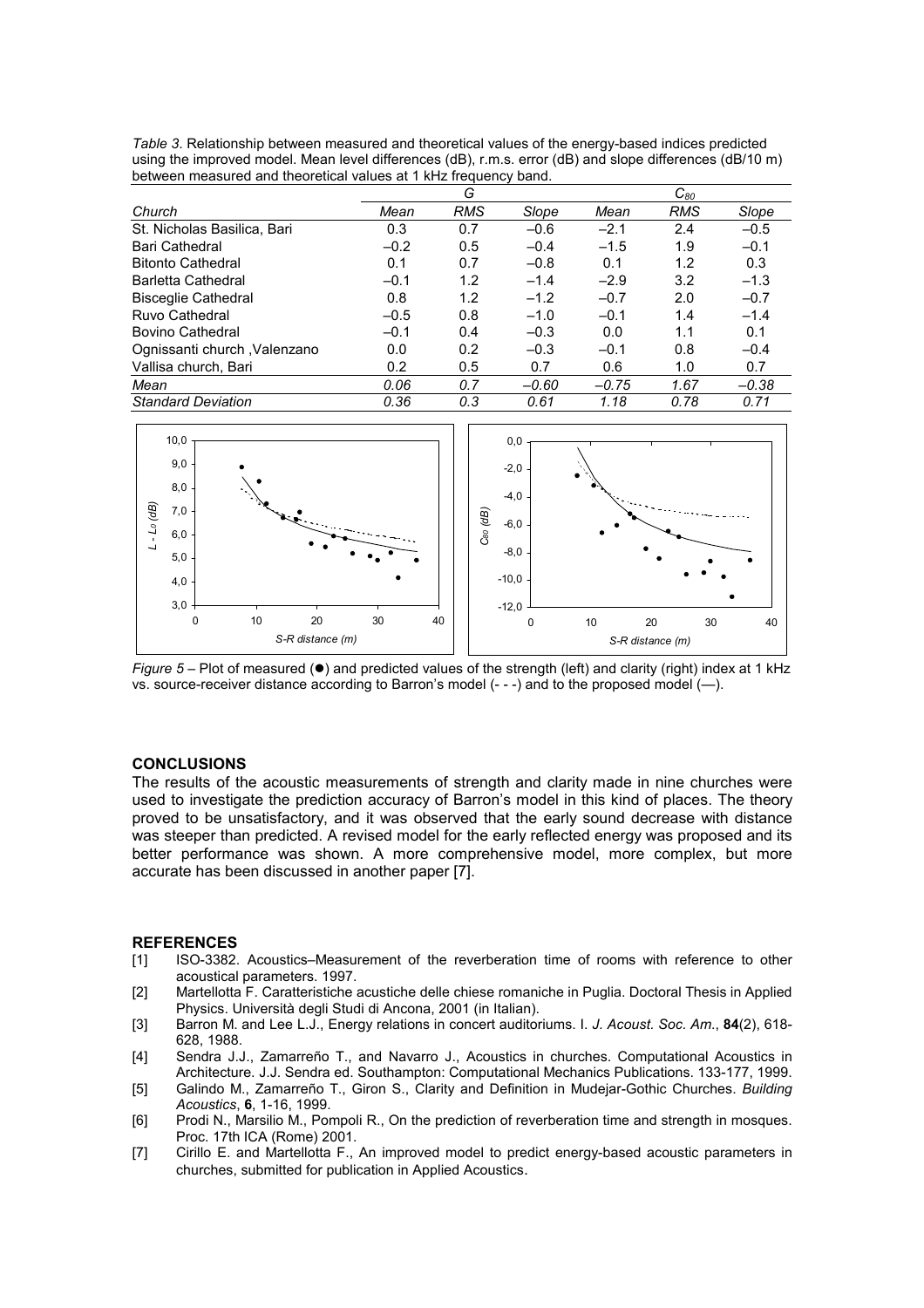*Table 3.* Relationship between measured and theoretical values of the energy-based indices predicted using the improved model. Mean level differences (dB), r.m.s. error (dB) and slope differences (dB/10 m) between measured and theoretical values at 1 kHz frequency band.

| | *G* | | | $C_{80}$ | | |
|---|---|---|---|---|---|---|
| *Church* | *Mean* | *RMS* | *Slope* | *Mean* | *RMS* | *Slope* |
| St. Nicholas Basilica, Bari | 0.3 | 0.7 | –0.6 | –2.1 | 2.4 | –0.5 |
| Bari Cathedral | –0.2 | 0.5 | –0.4 | –1.5 | 1.9 | –0.1 |
| Bitonto Cathedral | 0.1 | 0.7 | –0.8 | 0.1 | 1.2 | 0.3 |
| Barletta Cathedral | –0.1 | 1.2 | –1.4 | –2.9 | 3.2 | –1.3 |
| Bisceglie Cathedral | 0.8 | 1.2 | –1.2 | –0.7 | 2.0 | –0.7 |
| Ruvo Cathedral | –0.5 | 0.8 | –1.0 | –0.1 | 1.4 | –1.4 |
| Bovino Cathedral | –0.1 | 0.4 | –0.3 | 0.0 | 1.1 | 0.1 |
| Ognissanti church ,Valenzano | 0.0 | 0.2 | –0.3 | –0.1 | 0.8 | –0.4 |
| Vallisa church, Bari | 0.2 | 0.5 | 0.7 | 0.6 | 1.0 | 0.7 |
| *Mean* | *0.06* | *0.7* | *–0.60* | *–0.75* | *1.67* | *–0.38* |
| *Standard Deviation* | *0.36* | *0.3* | *0.61* | *1.18* | *0.78* | *0.71* |

L - L0 (dB)
10,0
9,0
8,0
7,0
6,0
5,0
4,0
3,0
0 10 20 30 40
S-R distance (m)

C80 (dB)
0,0
-2,0
-4,0
-6,0
-8,0
-10,0
-12,0
0 10 20 30 40
S-R distance (m)

*Figure 5* – Plot of measured (●) and predicted values of the strength (left) and clarity (right) index at 1 kHz vs. source-receiver distance according to Barron's model (- - -) and to the proposed model (—).

## CONCLUSIONS

The results of the acoustic measurements of strength and clarity made in nine churches were used to investigate the prediction accuracy of Barron's model in this kind of places. The theory proved to be unsatisfactory, and it was observed that the early sound decrease with distance was steeper than predicted. A revised model for the early reflected energy was proposed and its better performance was shown. A more comprehensive model, more complex, but more accurate has been discussed in another paper [7].

## REFERENCES

[1] ISO-3382. Acoustics–Measurement of the reverberation time of rooms with reference to other acoustical parameters. 1997.

[2] Martellotta F. Caratteristiche acustiche delle chiese romaniche in Puglia. Doctoral Thesis in Applied Physics. Università degli Studi di Ancona, 2001 (in Italian).

[3] Barron M. and Lee L.J., Energy relations in concert auditoriums. I. *J. Acoust. Soc. Am.*, **84**(2), 618-628, 1988.

[4] Sendra J.J., Zamarreño T., and Navarro J., Acoustics in churches. Computational Acoustics in Architecture. J.J. Sendra ed. Southampton: Computational Mechanics Publications. 133-177, 1999.

[5] Galindo M., Zamarreño T., Giron S., Clarity and Definition in Mudejar-Gothic Churches. *Building Acoustics*, **6**, 1-16, 1999.

[6] Prodi N., Marsilio M., Pompoli R., On the prediction of reverberation time and strength in mosques. Proc. 17th ICA (Rome) 2001.

[7] Cirillo E. and Martellotta F., An improved model to predict energy-based acoustic parameters in churches, submitted for publication in Applied Acoustics.